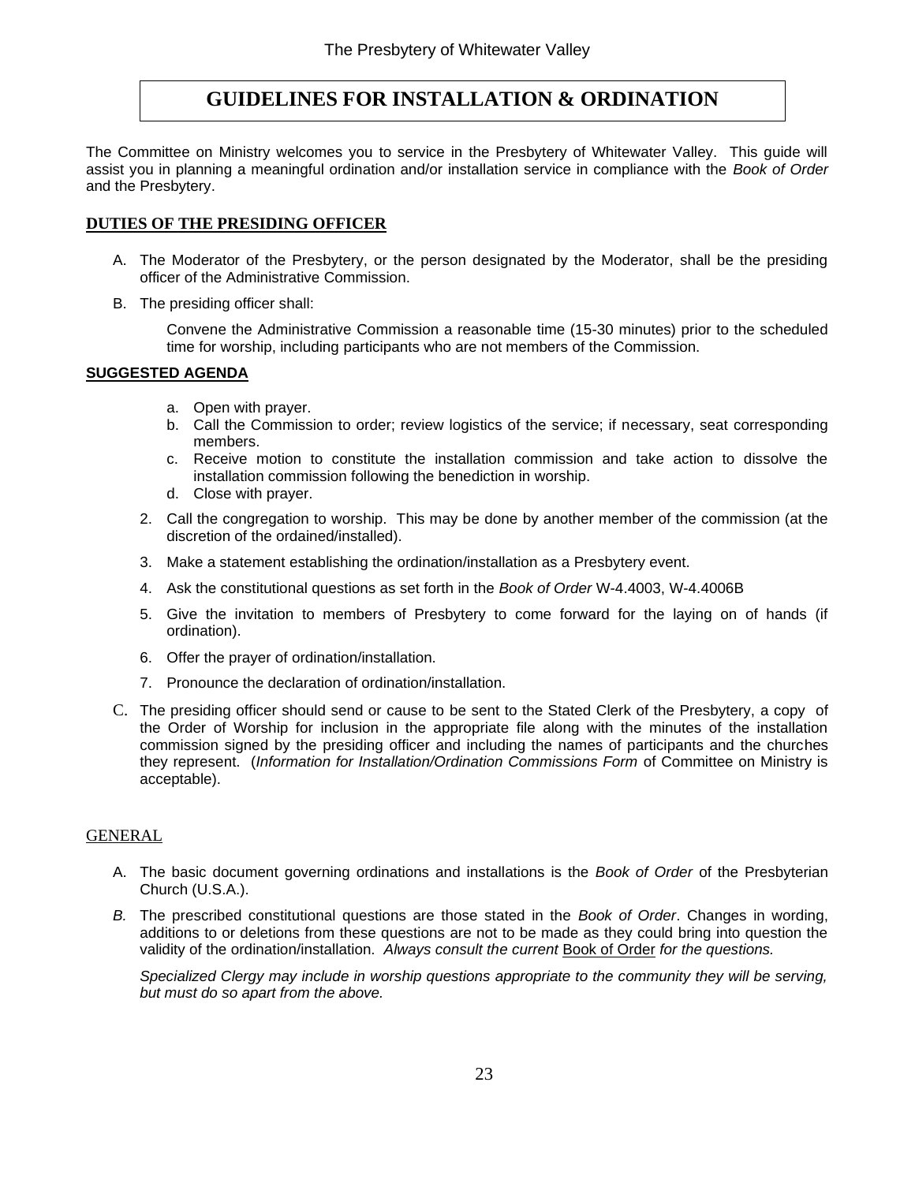# GUIDELINES FOR INSTALLATION & ORDINATION

The Committee on Ministry welcomes you to service in the Presbytery of Whitewater Valley. This guide will assist you in planning a meaningful ordination and/or installation service in compliance with the *Book of Order* and the Presbytery.

## DUTIES OF THE PRESIDING OFFICER

A. The Moderator of the Presbytery, or the person designated by the Moderator, shall be the presiding officer of the Administrative Commission.

B. The presiding officer shall:

   Convene the Administrative Commission a reasonable time (15-30 minutes) prior to the scheduled time for worship, including participants who are not members of the Commission.

### SUGGESTED AGENDA

   a. Open with prayer.
   b. Call the Commission to order; review logistics of the service; if necessary, seat corresponding members.
   c. Receive motion to constitute the installation commission and take action to dissolve the installation commission following the benediction in worship.
   d. Close with prayer.

   2. Call the congregation to worship. This may be done by another member of the commission (at the discretion of the ordained/installed).
   3. Make a statement establishing the ordination/installation as a Presbytery event.
   4. Ask the constitutional questions as set forth in the *Book of Order* W-4.4003, W-4.4006B
   5. Give the invitation to members of Presbytery to come forward for the laying on of hands (if ordination).
   6. Offer the prayer of ordination/installation.
   7. Pronounce the declaration of ordination/installation.

C. The presiding officer should send or cause to be sent to the Stated Clerk of the Presbytery, a copy of the Order of Worship for inclusion in the appropriate file along with the minutes of the installation commission signed by the presiding officer and including the names of participants and the churches they represent. (*Information for Installation/Ordination Commissions Form* of Committee on Ministry is acceptable).

## GENERAL

A. The basic document governing ordinations and installations is the *Book of Order* of the Presbyterian Church (U.S.A.).

*B.* The prescribed constitutional questions are those stated in the *Book of Order*. Changes in wording, additions to or deletions from these questions are not to be made as they could bring into question the validity of the ordination/installation. *Always consult the current* Book of Order *for the questions.*

   *Specialized Clergy may include in worship questions appropriate to the community they will be serving, but must do so apart from the above.*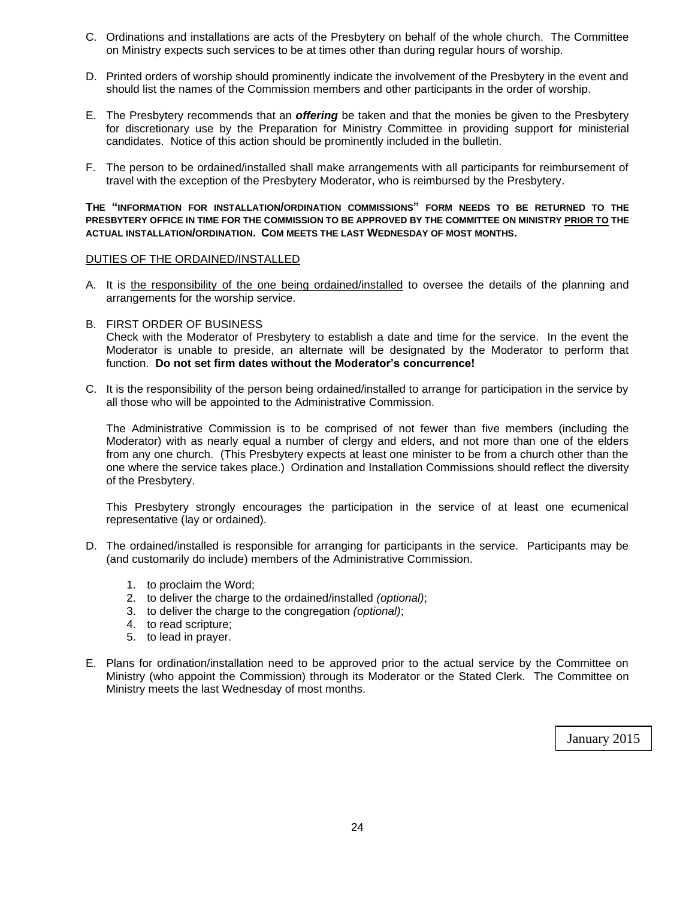C. Ordinations and installations are acts of the Presbytery on behalf of the whole church. The Committee on Ministry expects such services to be at times other than during regular hours of worship.

D. Printed orders of worship should prominently indicate the involvement of the Presbytery in the event and should list the names of the Commission members and other participants in the order of worship.

E. The Presbytery recommends that an ***offering*** be taken and that the monies be given to the Presbytery for discretionary use by the Preparation for Ministry Committee in providing support for ministerial candidates. Notice of this action should be prominently included in the bulletin.

F. The person to be ordained/installed shall make arrangements with all participants for reimbursement of travel with the exception of the Presbytery Moderator, who is reimbursed by the Presbytery.

**THE "INFORMATION FOR INSTALLATION/ORDINATION COMMISSIONS" FORM NEEDS TO BE RETURNED TO THE PRESBYTERY OFFICE IN TIME FOR THE COMMISSION TO BE APPROVED BY THE COMMITTEE ON MINISTRY <u>PRIOR TO</u> THE ACTUAL INSTALLATION/ORDINATION. COM MEETS THE LAST WEDNESDAY OF MOST MONTHS.**

<u>DUTIES OF THE ORDAINED/INSTALLED</u>

A. It is <u>the responsibility of the one being ordained/installed</u> to oversee the details of the planning and arrangements for the worship service.

B. FIRST ORDER OF BUSINESS
Check with the Moderator of Presbytery to establish a date and time for the service. In the event the Moderator is unable to preside, an alternate will be designated by the Moderator to perform that function. **Do not set firm dates without the Moderator's concurrence!**

C. It is the responsibility of the person being ordained/installed to arrange for participation in the service by all those who will be appointed to the Administrative Commission.

   The Administrative Commission is to be comprised of not fewer than five members (including the Moderator) with as nearly equal a number of clergy and elders, and not more than one of the elders from any one church. (This Presbytery expects at least one minister to be from a church other than the one where the service takes place.) Ordination and Installation Commissions should reflect the diversity of the Presbytery.

   This Presbytery strongly encourages the participation in the service of at least one ecumenical representative (lay or ordained).

D. The ordained/installed is responsible for arranging for participants in the service. Participants may be (and customarily do include) members of the Administrative Commission.

   1. to proclaim the Word;
   2. to deliver the charge to the ordained/installed *(optional)*;
   3. to deliver the charge to the congregation *(optional)*;
   4. to read scripture;
   5. to lead in prayer.

E. Plans for ordination/installation need to be approved prior to the actual service by the Committee on Ministry (who appoint the Commission) through its Moderator or the Stated Clerk. The Committee on Ministry meets the last Wednesday of most months.

January 2015